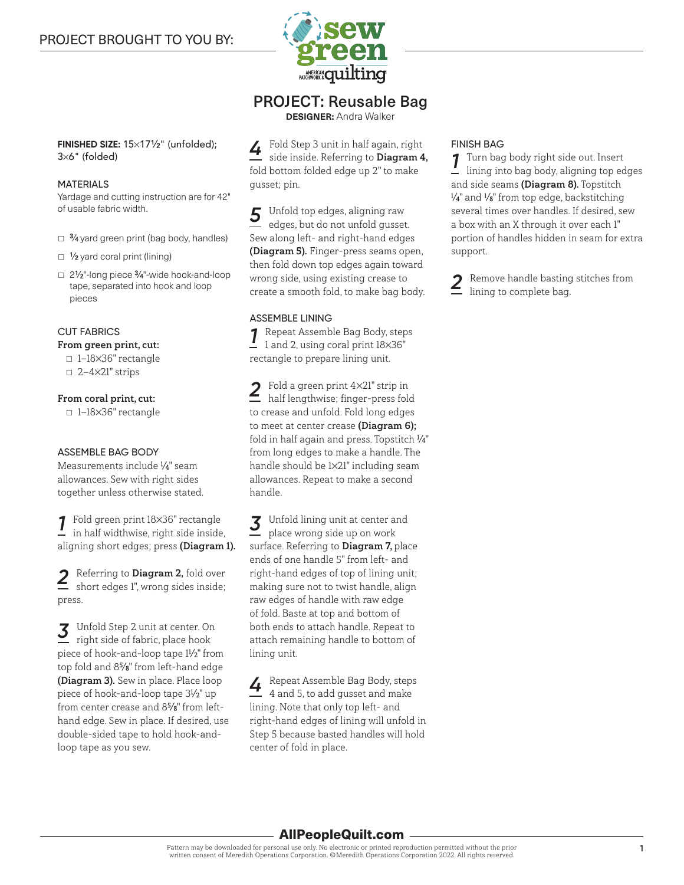PROJECT BROUGHT TO YOU BY:

# PROJECT: Reusable Bag

**DESIGNER:** Andra Walker

**FINISHED SIZE:** 15×17½" (unfolded); 3×6" (folded)

## MATERIALS

Yardage and cutting instruction are for 42" of usable fabric width.

- ☐ ¾ yard green print (bag body, handles)
- ☐ ½ yard coral print (lining)
- ☐ 2½"-long piece ¾"-wide hook-and-loop tape, separated into hook and loop pieces

## CUT FABRICS

**From green print, cut:**

- ☐ 1–18×36" rectangle
- ☐ 2–4×21" strips

**From coral print, cut:**

- ☐ 1–18×36" rectangle

## ASSEMBLE BAG BODY

Measurements include ¼" seam allowances. Sew with right sides together unless otherwise stated.

**1** Fold green print 18×36" rectangle in half widthwise, right side inside, aligning short edges; press **(Diagram 1).**

**2** Referring to **Diagram 2,** fold over short edges 1", wrong sides inside; press.

**3** Unfold Step 2 unit at center. On right side of fabric, place hook piece of hook-and-loop tape 1½" from top fold and 8⅝" from left-hand edge **(Diagram 3).** Sew in place. Place loop piece of hook-and-loop tape 3½" up from center crease and 8⅝" from left-hand edge. Sew in place. If desired, use double-sided tape to hold hook-and-loop tape as you sew.

**4** Fold Step 3 unit in half again, right side inside. Referring to **Diagram 4,** fold bottom folded edge up 2" to make gusset; pin.

**5** Unfold top edges, aligning raw edges, but do not unfold gusset. Sew along left- and right-hand edges **(Diagram 5).** Finger-press seams open, then fold down top edges again toward wrong side, using existing crease to create a smooth fold, to make bag body.

## ASSEMBLE LINING

**1** Repeat Assemble Bag Body, steps 1 and 2, using coral print 18×36" rectangle to prepare lining unit.

**2** Fold a green print 4×21" strip in half lengthwise; finger-press fold to crease and unfold. Fold long edges to meet at center crease **(Diagram 6);** fold in half again and press. Topstitch ¼" from long edges to make a handle. The handle should be 1×21" including seam allowances. Repeat to make a second handle.

**3** Unfold lining unit at center and place wrong side up on work surface. Referring to **Diagram 7,** place ends of one handle 5" from left- and right-hand edges of top of lining unit; making sure not to twist handle, align raw edges of handle with raw edge of fold. Baste at top and bottom of both ends to attach handle. Repeat to attach remaining handle to bottom of lining unit.

**4** Repeat Assemble Bag Body, steps 4 and 5, to add gusset and make lining. Note that only top left- and right-hand edges of lining will unfold in Step 5 because basted handles will hold center of fold in place.

## FINISH BAG

**1** Turn bag body right side out. Insert lining into bag body, aligning top edges and side seams **(Diagram 8).** Topstitch ¼" and ⅛" from top edge, backstitching several times over handles. If desired, sew a box with an X through it over each 1" portion of handles hidden in seam for extra support.

**2** Remove handle basting stitches from lining to complete bag.

**AllPeopleQuilt.com**

Pattern may be downloaded for personal use only. No electronic or printed reproduction permitted without the prior written consent of Meredith Operations Corporation. ©Meredith Operations Corporation 2022. All rights reserved.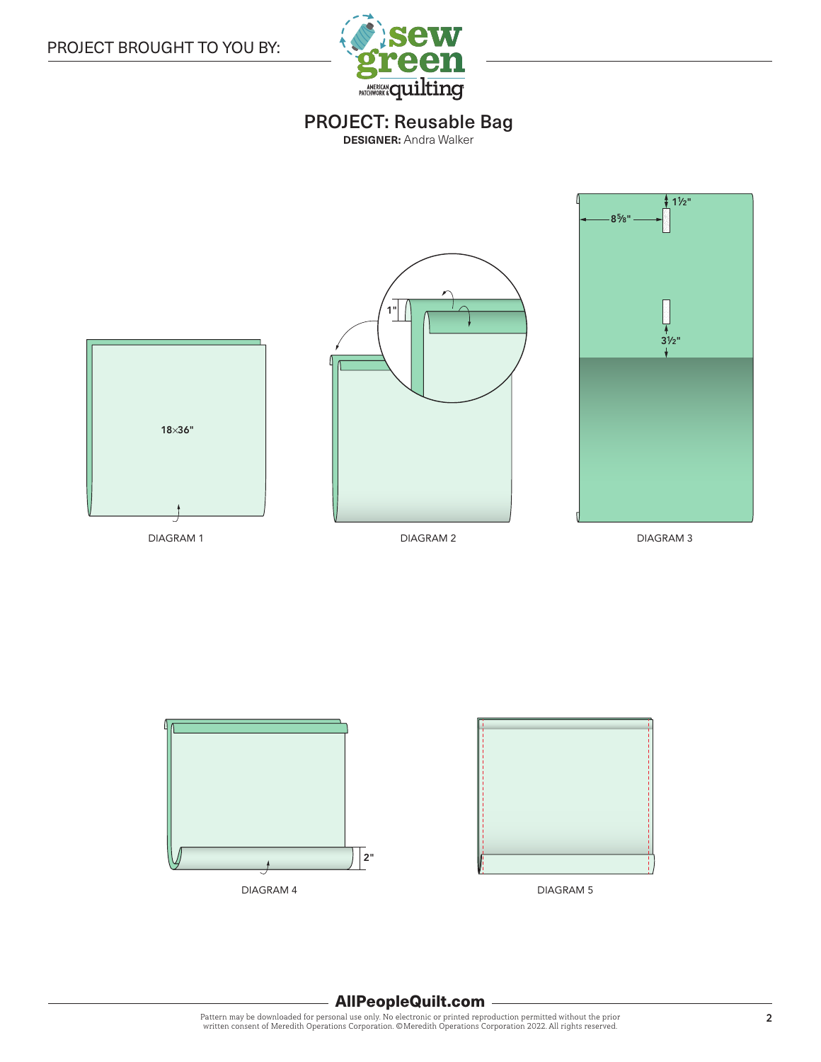PROJECT BROUGHT TO YOU BY:

## PROJECT: Reusable Bag

**DESIGNER:** Andra Walker

18×36"

DIAGRAM 1

1"

DIAGRAM 2

1½"

8⅝"

3½"

DIAGRAM 3

2"

DIAGRAM 4

DIAGRAM 5

**AllPeopleQuilt.com**

Pattern may be downloaded for personal use only. No electronic or printed reproduction permitted without the prior written consent of Meredith Operations Corporation. ©Meredith Operations Corporation 2022. All rights reserved.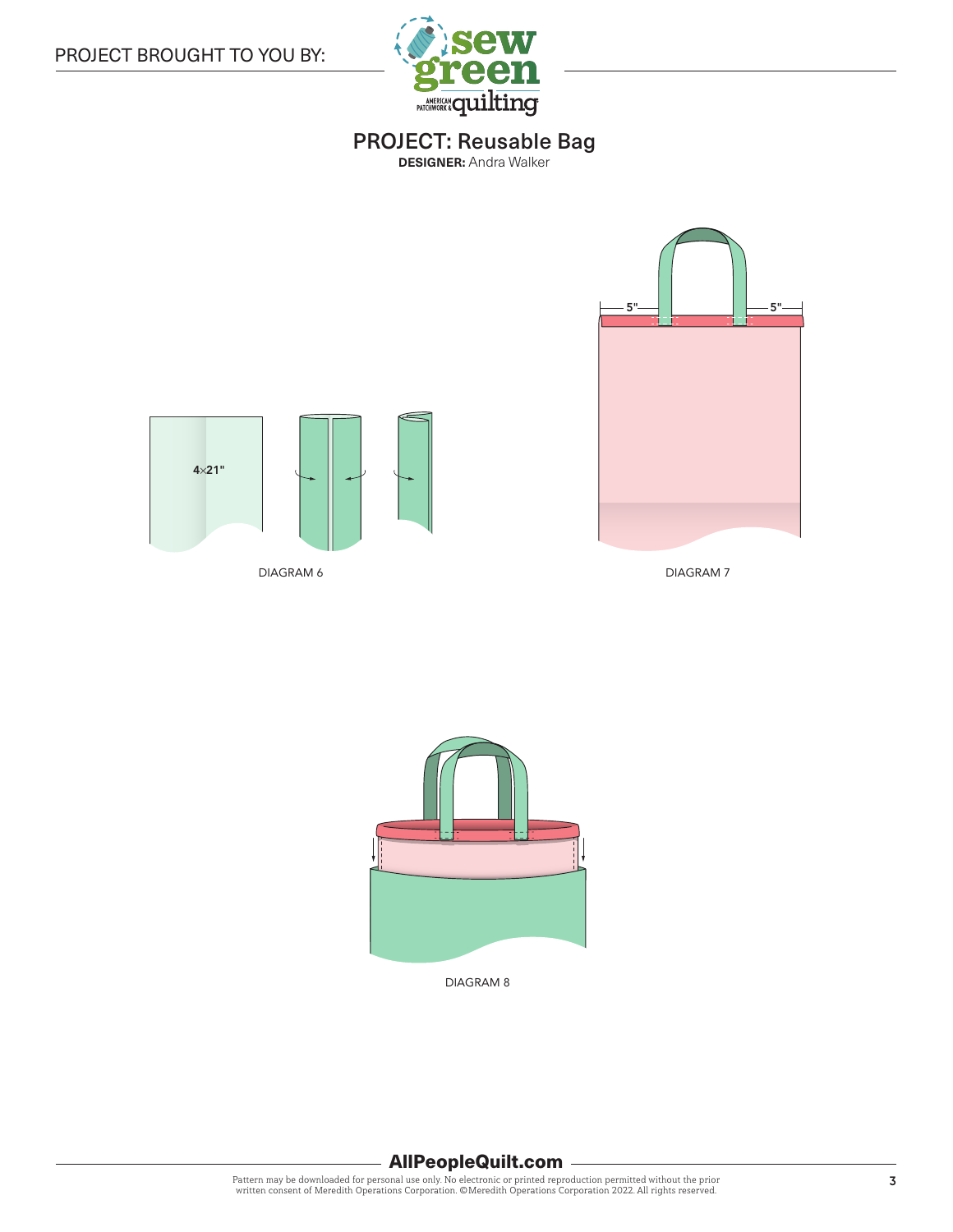PROJECT BROUGHT TO YOU BY:

## PROJECT: Reusable Bag

**DESIGNER:** Andra Walker

4×21"

DIAGRAM 6

5"

5"

DIAGRAM 7

DIAGRAM 8

AllPeopleQuilt.com

Pattern may be downloaded for personal use only. No electronic or printed reproduction permitted without the prior written consent of Meredith Operations Corporation. ©Meredith Operations Corporation 2022. All rights reserved.